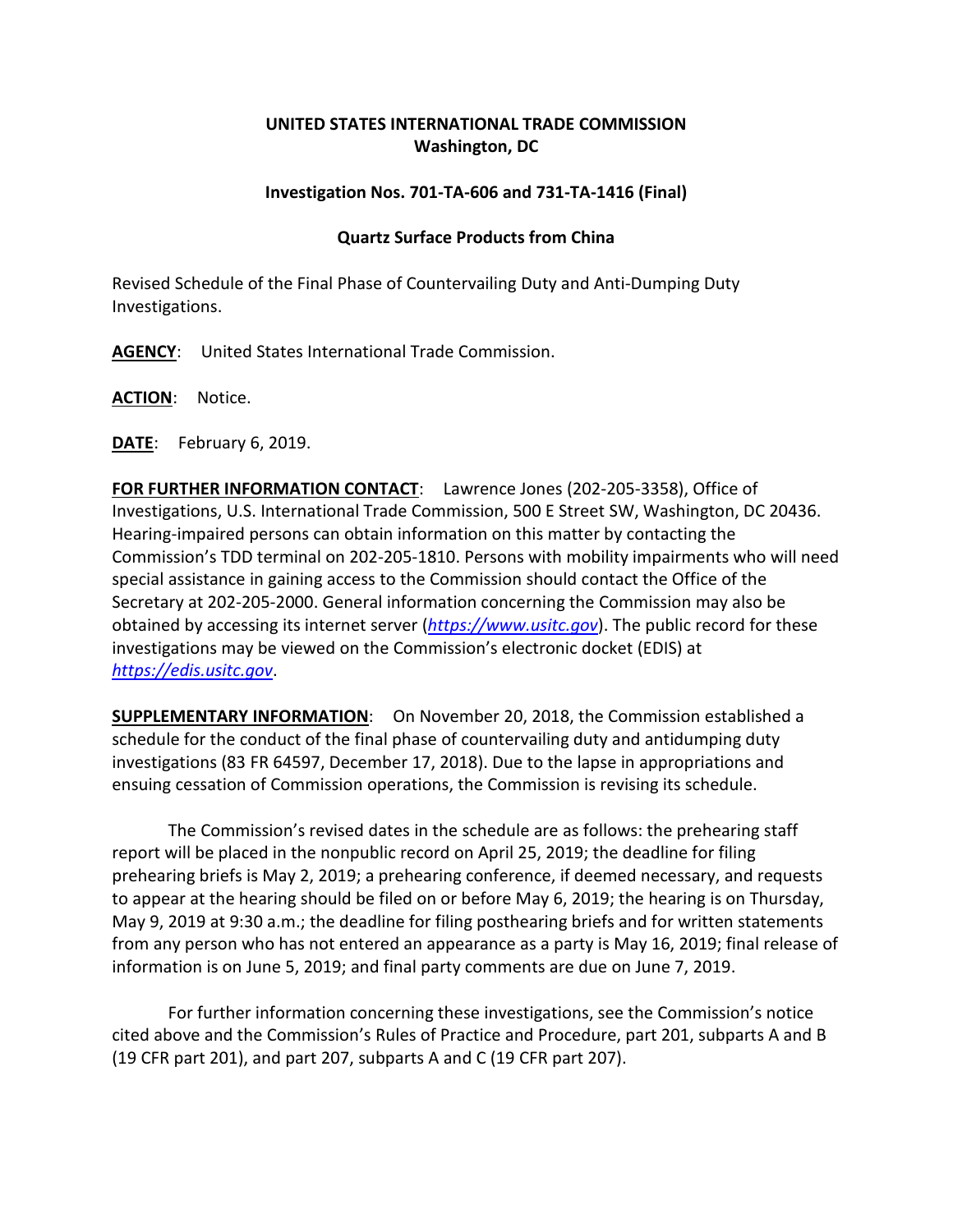**UNITED STATES INTERNATIONAL TRADE COMMISSION**
**Washington, DC**

**Investigation Nos. 701-TA-606 and 731-TA-1416 (Final)**

**Quartz Surface Products from China**

Revised Schedule of the Final Phase of Countervailing Duty and Anti-Dumping Duty Investigations.

**AGENCY**: United States International Trade Commission.

**ACTION**: Notice.

**DATE**: February 6, 2019.

**FOR FURTHER INFORMATION CONTACT**: Lawrence Jones (202-205-3358), Office of Investigations, U.S. International Trade Commission, 500 E Street SW, Washington, DC 20436. Hearing-impaired persons can obtain information on this matter by contacting the Commission's TDD terminal on 202-205-1810. Persons with mobility impairments who will need special assistance in gaining access to the Commission should contact the Office of the Secretary at 202-205-2000. General information concerning the Commission may also be obtained by accessing its internet server (*https://www.usitc.gov*). The public record for these investigations may be viewed on the Commission's electronic docket (EDIS) at *https://edis.usitc.gov*.

**SUPPLEMENTARY INFORMATION**: On November 20, 2018, the Commission established a schedule for the conduct of the final phase of countervailing duty and antidumping duty investigations (83 FR 64597, December 17, 2018). Due to the lapse in appropriations and ensuing cessation of Commission operations, the Commission is revising its schedule.

The Commission's revised dates in the schedule are as follows: the prehearing staff report will be placed in the nonpublic record on April 25, 2019; the deadline for filing prehearing briefs is May 2, 2019; a prehearing conference, if deemed necessary, and requests to appear at the hearing should be filed on or before May 6, 2019; the hearing is on Thursday, May 9, 2019 at 9:30 a.m.; the deadline for filing posthearing briefs and for written statements from any person who has not entered an appearance as a party is May 16, 2019; final release of information is on June 5, 2019; and final party comments are due on June 7, 2019.

For further information concerning these investigations, see the Commission's notice cited above and the Commission's Rules of Practice and Procedure, part 201, subparts A and B (19 CFR part 201), and part 207, subparts A and C (19 CFR part 207).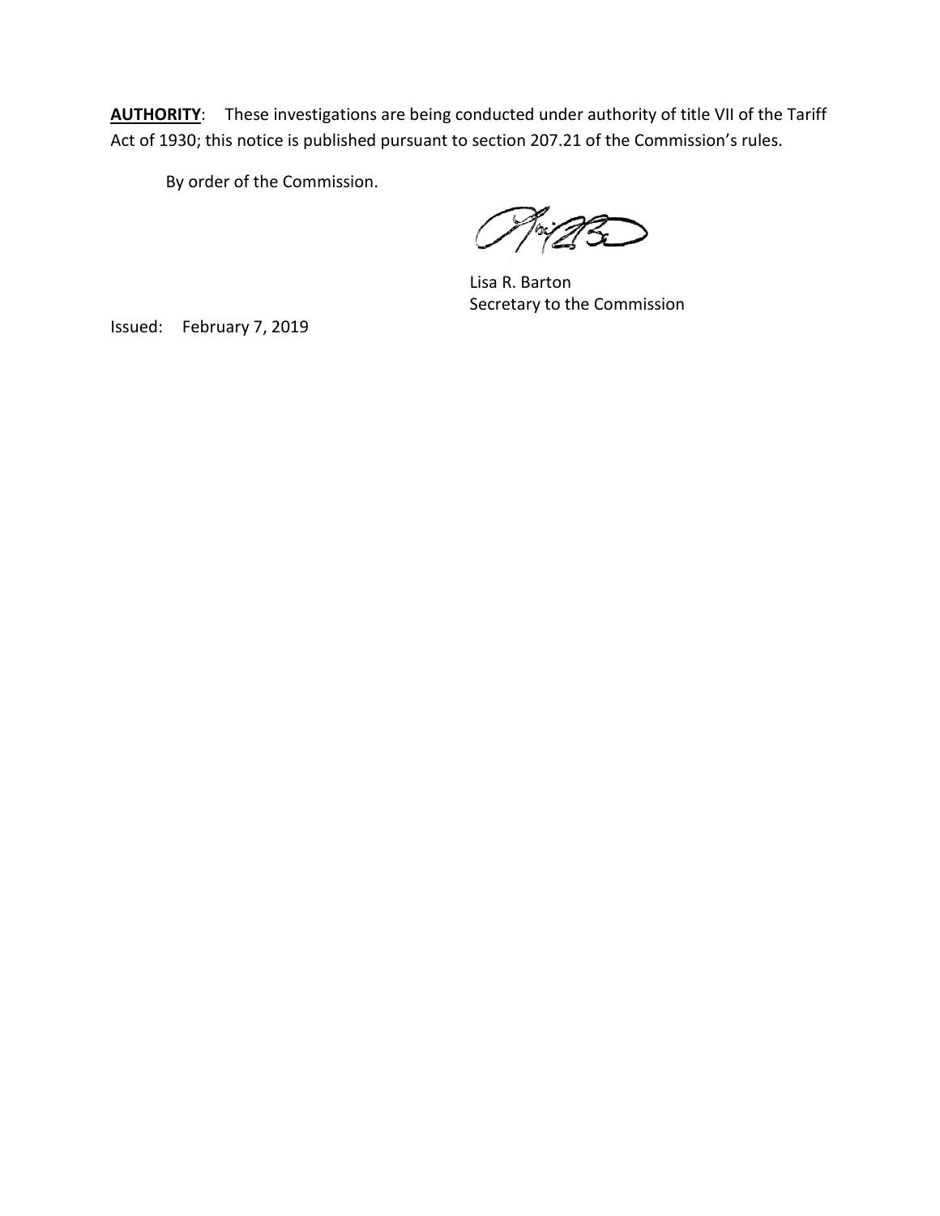**AUTHORITY**: These investigations are being conducted under authority of title VII of the Tariff Act of 1930; this notice is published pursuant to section 207.21 of the Commission's rules.

By order of the Commission.

Lisa R. Barton
Secretary to the Commission

Issued: February 7, 2019